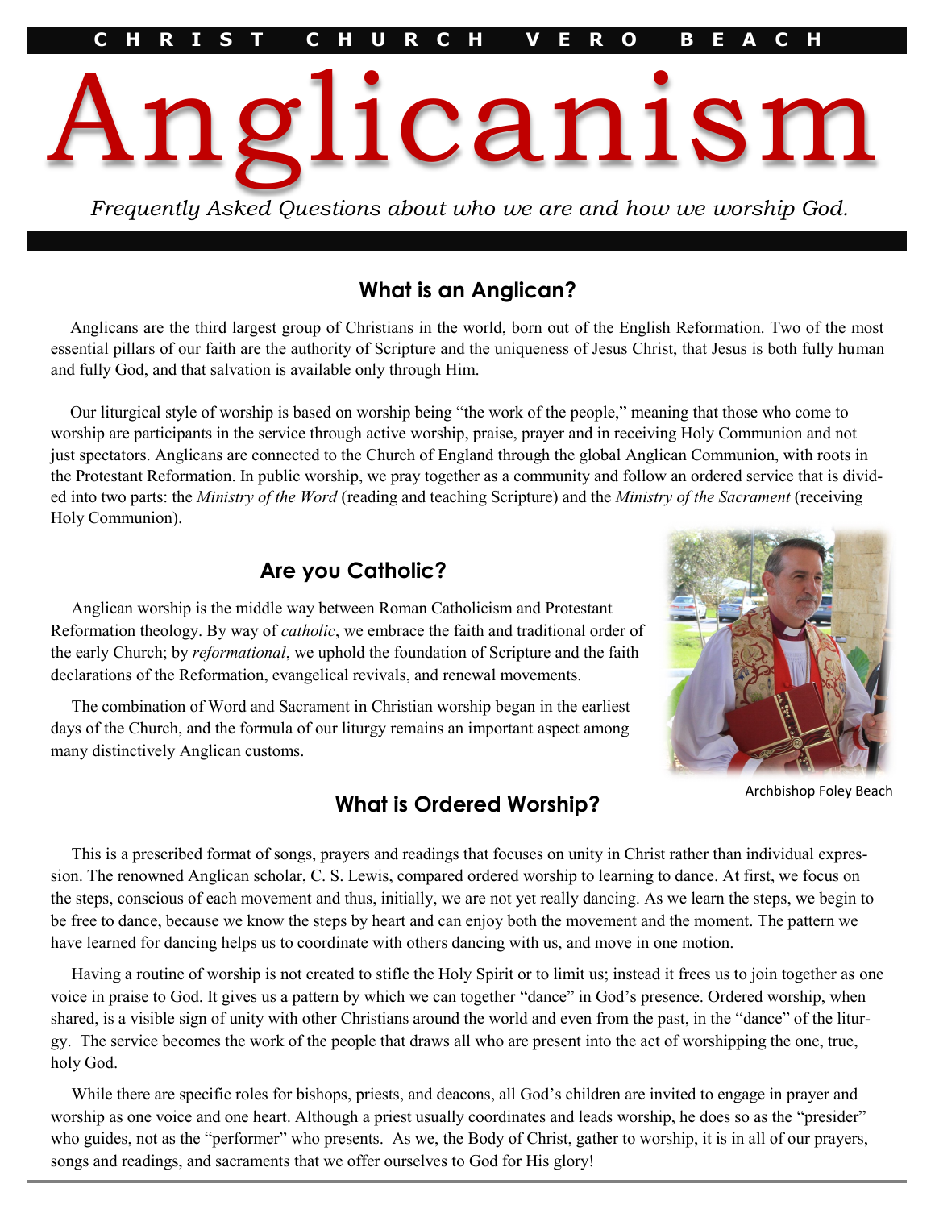CHRIST CHURCH VERO BEACH

# Anglicanism

*Frequently Asked Questions about who we are and how we worship God.*

## What is an Anglican?

Anglicans are the third largest group of Christians in the world, born out of the English Reformation. Two of the most essential pillars of our faith are the authority of Scripture and the uniqueness of Jesus Christ, that Jesus is both fully human and fully God, and that salvation is available only through Him.

Our liturgical style of worship is based on worship being "the work of the people," meaning that those who come to worship are participants in the service through active worship, praise, prayer and in receiving Holy Communion and not just spectators. Anglicans are connected to the Church of England through the global Anglican Communion, with roots in the Protestant Reformation. In public worship, we pray together as a community and follow an ordered service that is divided into two parts: the *Ministry of the Word* (reading and teaching Scripture) and the *Ministry of the Sacrament* (receiving Holy Communion).

## Are you Catholic?

Anglican worship is the middle way between Roman Catholicism and Protestant Reformation theology. By way of *catholic*, we embrace the faith and traditional order of the early Church; by *reformational*, we uphold the foundation of Scripture and the faith declarations of the Reformation, evangelical revivals, and renewal movements.

The combination of Word and Sacrament in Christian worship began in the earliest days of the Church, and the formula of our liturgy remains an important aspect among many distinctively Anglican customs.

Archbishop Foley Beach

## What is Ordered Worship?

This is a prescribed format of songs, prayers and readings that focuses on unity in Christ rather than individual expression. The renowned Anglican scholar, C. S. Lewis, compared ordered worship to learning to dance. At first, we focus on the steps, conscious of each movement and thus, initially, we are not yet really dancing. As we learn the steps, we begin to be free to dance, because we know the steps by heart and can enjoy both the movement and the moment. The pattern we have learned for dancing helps us to coordinate with others dancing with us, and move in one motion.

Having a routine of worship is not created to stifle the Holy Spirit or to limit us; instead it frees us to join together as one voice in praise to God. It gives us a pattern by which we can together "dance" in God's presence. Ordered worship, when shared, is a visible sign of unity with other Christians around the world and even from the past, in the "dance" of the liturgy. The service becomes the work of the people that draws all who are present into the act of worshipping the one, true, holy God.

While there are specific roles for bishops, priests, and deacons, all God's children are invited to engage in prayer and worship as one voice and one heart. Although a priest usually coordinates and leads worship, he does so as the "presider" who guides, not as the "performer" who presents. As we, the Body of Christ, gather to worship, it is in all of our prayers, songs and readings, and sacraments that we offer ourselves to God for His glory!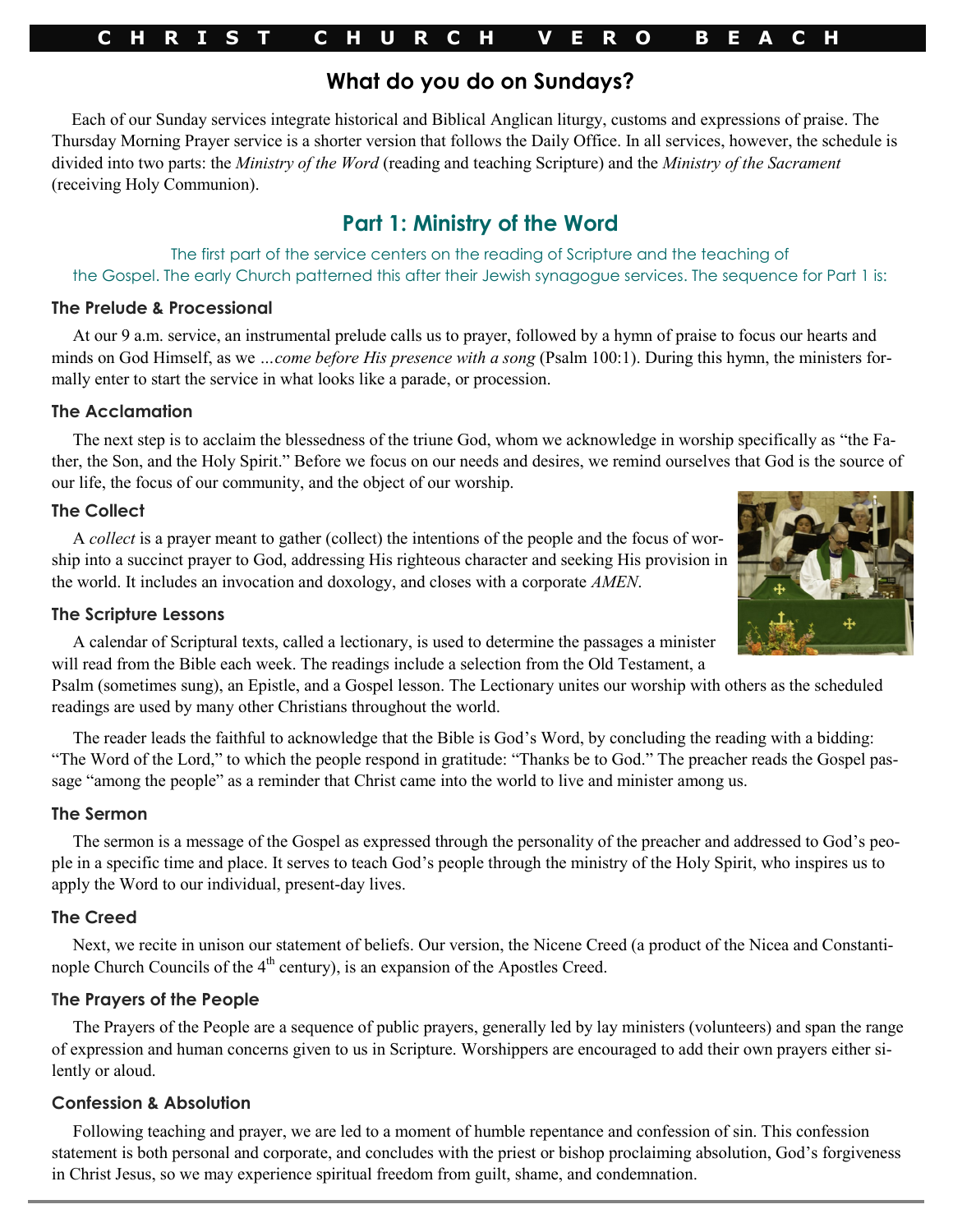## What do you do on Sundays?

Each of our Sunday services integrate historical and Biblical Anglican liturgy, customs and expressions of praise. The Thursday Morning Prayer service is a shorter version that follows the Daily Office. In all services, however, the schedule is divided into two parts: the *Ministry of the Word* (reading and teaching Scripture) and the *Ministry of the Sacrament* (receiving Holy Communion).

## Part 1: Ministry of the Word

The first part of the service centers on the reading of Scripture and the teaching of the Gospel. The early Church patterned this after their Jewish synagogue services. The sequence for Part 1 is:

### The Prelude & Processional

At our 9 a.m. service, an instrumental prelude calls us to prayer, followed by a hymn of praise to focus our hearts and minds on God Himself, as we *...come before His presence with a song* (Psalm 100:1). During this hymn, the ministers formally enter to start the service in what looks like a parade, or procession.

### The Acclamation

The next step is to acclaim the blessedness of the triune God, whom we acknowledge in worship specifically as "the Father, the Son, and the Holy Spirit." Before we focus on our needs and desires, we remind ourselves that God is the source of our life, the focus of our community, and the object of our worship.

### The Collect

A *collect* is a prayer meant to gather (collect) the intentions of the people and the focus of worship into a succinct prayer to God, addressing His righteous character and seeking His provision in the world. It includes an invocation and doxology, and closes with a corporate *AMEN*.

### The Scripture Lessons

A calendar of Scriptural texts, called a lectionary, is used to determine the passages a minister will read from the Bible each week. The readings include a selection from the Old Testament, a Psalm (sometimes sung), an Epistle, and a Gospel lesson. The Lectionary unites our worship with others as the scheduled readings are used by many other Christians throughout the world.

The reader leads the faithful to acknowledge that the Bible is God's Word, by concluding the reading with a bidding: "The Word of the Lord," to which the people respond in gratitude: "Thanks be to God." The preacher reads the Gospel passage "among the people" as a reminder that Christ came into the world to live and minister among us.

### The Sermon

The sermon is a message of the Gospel as expressed through the personality of the preacher and addressed to God's people in a specific time and place. It serves to teach God's people through the ministry of the Holy Spirit, who inspires us to apply the Word to our individual, present-day lives.

### The Creed

Next, we recite in unison our statement of beliefs. Our version, the Nicene Creed (a product of the Nicea and Constantinople Church Councils of the 4th century), is an expansion of the Apostles Creed.

### The Prayers of the People

The Prayers of the People are a sequence of public prayers, generally led by lay ministers (volunteers) and span the range of expression and human concerns given to us in Scripture. Worshippers are encouraged to add their own prayers either silently or aloud.

### Confession & Absolution

Following teaching and prayer, we are led to a moment of humble repentance and confession of sin. This confession statement is both personal and corporate, and concludes with the priest or bishop proclaiming absolution, God's forgiveness in Christ Jesus, so we may experience spiritual freedom from guilt, shame, and condemnation.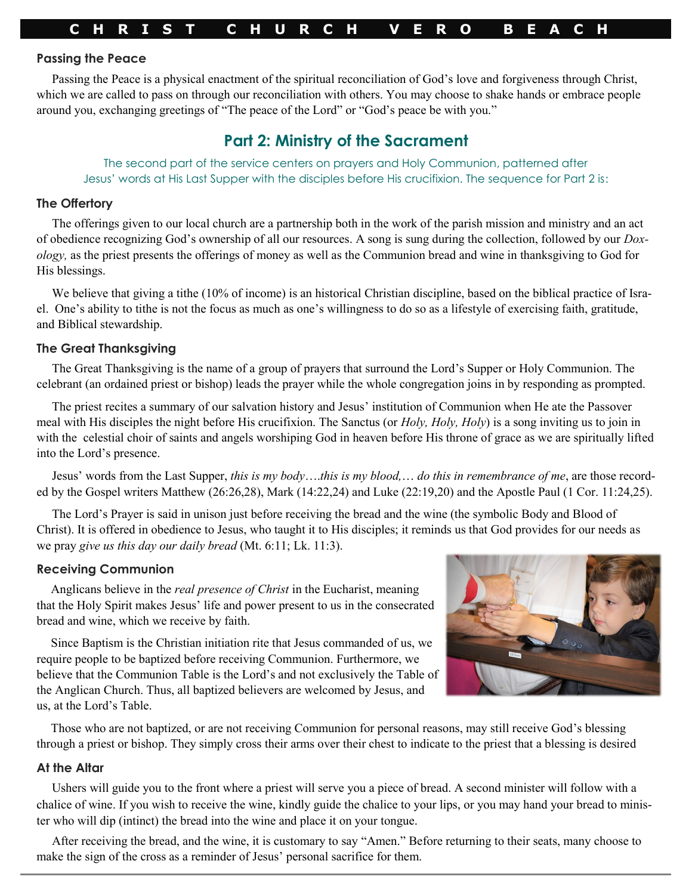### Passing the Peace

Passing the Peace is a physical enactment of the spiritual reconciliation of God's love and forgiveness through Christ, which we are called to pass on through our reconciliation with others. You may choose to shake hands or embrace people around you, exchanging greetings of "The peace of the Lord" or "God's peace be with you."

## Part 2: Ministry of the Sacrament

The second part of the service centers on prayers and Holy Communion, patterned after Jesus' words at His Last Supper with the disciples before His crucifixion. The sequence for Part 2 is:

### The Offertory

The offerings given to our local church are a partnership both in the work of the parish mission and ministry and an act of obedience recognizing God's ownership of all our resources. A song is sung during the collection, followed by our *Doxology,* as the priest presents the offerings of money as well as the Communion bread and wine in thanksgiving to God for His blessings.

We believe that giving a tithe (10% of income) is an historical Christian discipline, based on the biblical practice of Israel. One's ability to tithe is not the focus as much as one's willingness to do so as a lifestyle of exercising faith, gratitude, and Biblical stewardship.

### The Great Thanksgiving

The Great Thanksgiving is the name of a group of prayers that surround the Lord's Supper or Holy Communion. The celebrant (an ordained priest or bishop) leads the prayer while the whole congregation joins in by responding as prompted.

The priest recites a summary of our salvation history and Jesus' institution of Communion when He ate the Passover meal with His disciples the night before His crucifixion. The Sanctus (or *Holy, Holy, Holy*) is a song inviting us to join in with the celestial choir of saints and angels worshiping God in heaven before His throne of grace as we are spiritually lifted into the Lord's presence.

Jesus' words from the Last Supper, *this is my body….this is my blood,… do this in remembrance of me*, are those recorded by the Gospel writers Matthew (26:26,28), Mark (14:22,24) and Luke (22:19,20) and the Apostle Paul (1 Cor. 11:24,25).

The Lord's Prayer is said in unison just before receiving the bread and the wine (the symbolic Body and Blood of Christ). It is offered in obedience to Jesus, who taught it to His disciples; it reminds us that God provides for our needs as we pray *give us this day our daily bread* (Mt. 6:11; Lk. 11:3).

### Receiving Communion

Anglicans believe in the *real presence of Christ* in the Eucharist, meaning that the Holy Spirit makes Jesus' life and power present to us in the consecrated bread and wine, which we receive by faith.

Since Baptism is the Christian initiation rite that Jesus commanded of us, we require people to be baptized before receiving Communion. Furthermore, we believe that the Communion Table is the Lord's and not exclusively the Table of the Anglican Church. Thus, all baptized believers are welcomed by Jesus, and us, at the Lord's Table.

Those who are not baptized, or are not receiving Communion for personal reasons, may still receive God's blessing through a priest or bishop. They simply cross their arms over their chest to indicate to the priest that a blessing is desired

### At the Altar

Ushers will guide you to the front where a priest will serve you a piece of bread. A second minister will follow with a chalice of wine. If you wish to receive the wine, kindly guide the chalice to your lips, or you may hand your bread to minister who will dip (intinct) the bread into the wine and place it on your tongue.

After receiving the bread, and the wine, it is customary to say "Amen." Before returning to their seats, many choose to make the sign of the cross as a reminder of Jesus' personal sacrifice for them.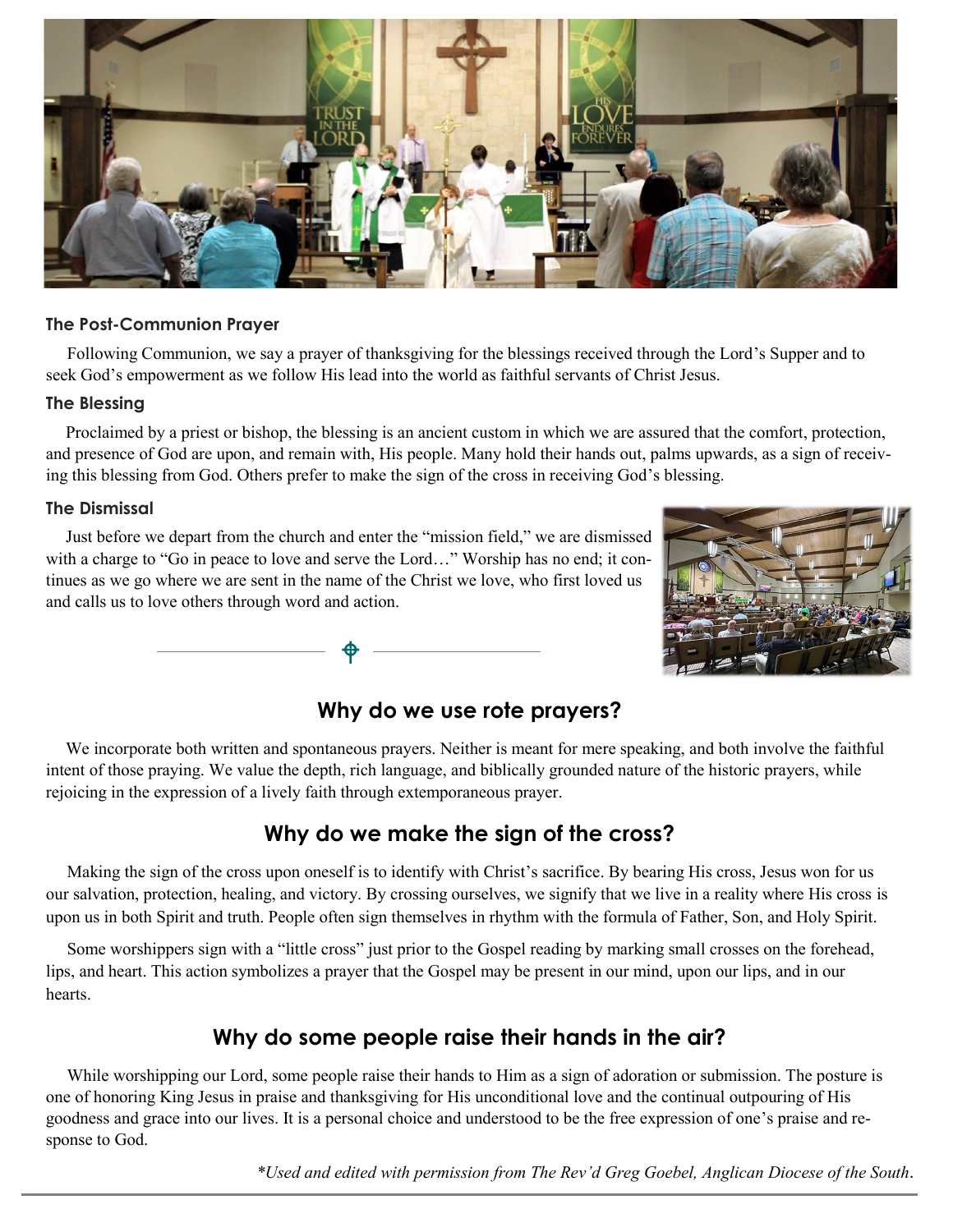### The Post-Communion Prayer

Following Communion, we say a prayer of thanksgiving for the blessings received through the Lord's Supper and to seek God's empowerment as we follow His lead into the world as faithful servants of Christ Jesus.

### The Blessing

Proclaimed by a priest or bishop, the blessing is an ancient custom in which we are assured that the comfort, protection, and presence of God are upon, and remain with, His people. Many hold their hands out, palms upwards, as a sign of receiving this blessing from God. Others prefer to make the sign of the cross in receiving God's blessing.

### The Dismissal

Just before we depart from the church and enter the "mission field," we are dismissed with a charge to "Go in peace to love and serve the Lord…" Worship has no end; it continues as we go where we are sent in the name of the Christ we love, who first loved us and calls us to love others through word and action.

## Why do we use rote prayers?

We incorporate both written and spontaneous prayers. Neither is meant for mere speaking, and both involve the faithful intent of those praying. We value the depth, rich language, and biblically grounded nature of the historic prayers, while rejoicing in the expression of a lively faith through extemporaneous prayer.

## Why do we make the sign of the cross?

Making the sign of the cross upon oneself is to identify with Christ's sacrifice. By bearing His cross, Jesus won for us our salvation, protection, healing, and victory. By crossing ourselves, we signify that we live in a reality where His cross is upon us in both Spirit and truth. People often sign themselves in rhythm with the formula of Father, Son, and Holy Spirit.

Some worshippers sign with a "little cross" just prior to the Gospel reading by marking small crosses on the forehead, lips, and heart. This action symbolizes a prayer that the Gospel may be present in our mind, upon our lips, and in our hearts.

## Why do some people raise their hands in the air?

While worshipping our Lord, some people raise their hands to Him as a sign of adoration or submission. The posture is one of honoring King Jesus in praise and thanksgiving for His unconditional love and the continual outpouring of His goodness and grace into our lives. It is a personal choice and understood to be the free expression of one's praise and response to God.

*\*Used and edited with permission from The Rev'd Greg Goebel, Anglican Diocese of the South.*